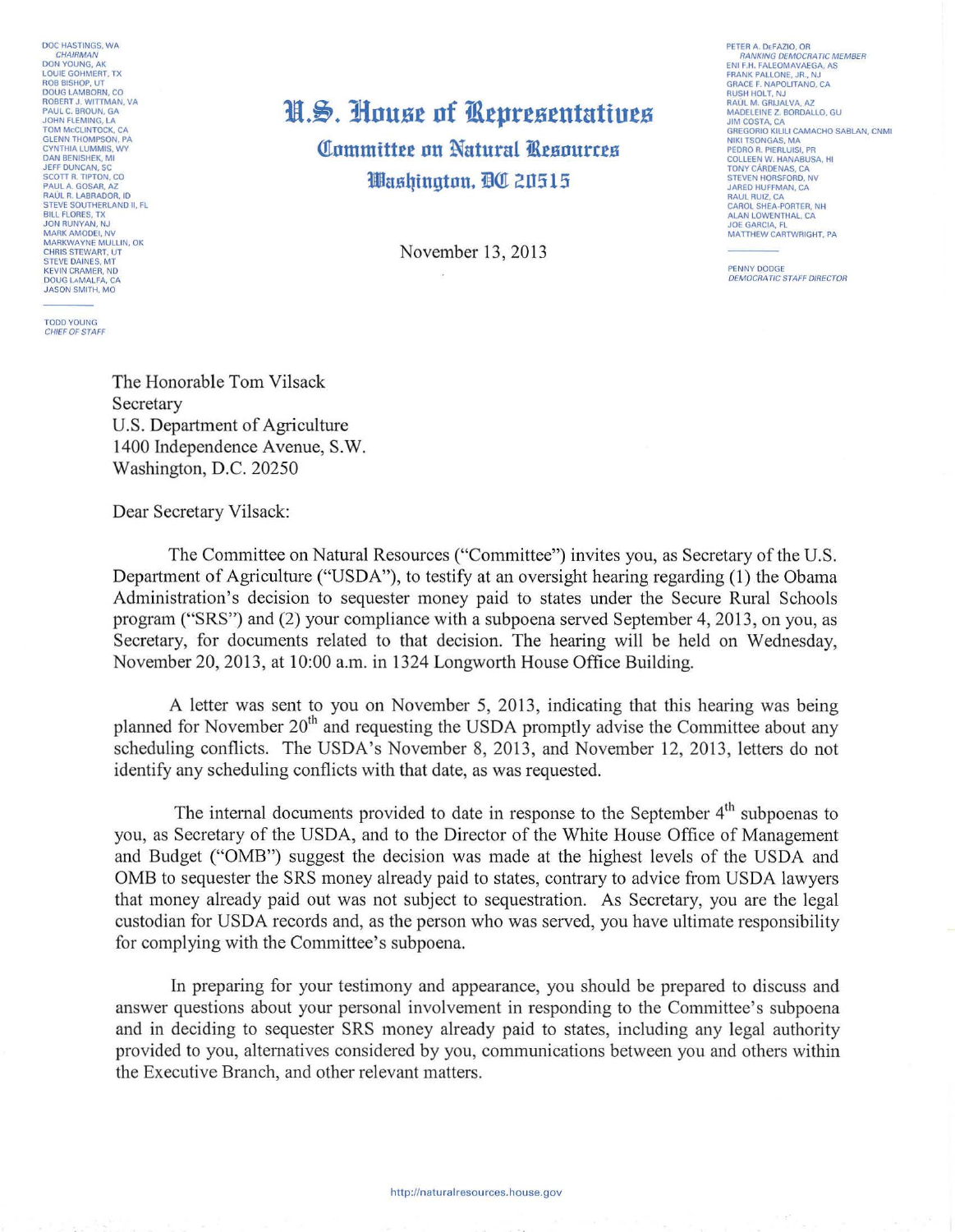DOC HASTINGS, WA
*CHAIRMAN*
DON YOUNG, AK
LOUIE GOHMERT, TX
ROB BISHOP, UT
DOUG LAMBORN, CO
ROBERT J. WITTMAN, VA
PAUL C. BROUN, GA
JOHN FLEMING, LA
TOM McCLINTOCK, CA
GLENN THOMPSON, PA
CYNTHIA LUMMIS, WY
DAN BENISHEK, MI
JEFF DUNCAN, SC
SCOTT R. TIPTON, CO
PAUL A. GOSAR, AZ
RAUL R. LABRADOR, ID
STEVE SOUTHERLAND II, FL
BILL FLORES, TX
JON RUNYAN, NJ
MARK AMODEI, NV
MARKWAYNE MULLIN, OK
CHRIS STEWART, UT
STEVE DAINES, MT
KEVIN CRAMER, ND
DOUG LaMALFA, CA
JASON SMITH, MO

TODD YOUNG
*CHIEF OF STAFF*

# U.S. House of Representatives

## Committee on Natural Resources

### Washington, DC 20515

PETER A. DeFAZIO, OR
*RANKING DEMOCRATIC MEMBER*
ENI F.H. FALEOMAVAEGA, AS
FRANK PALLONE, JR., NJ
GRACE F. NAPOLITANO, CA
RUSH HOLT, NJ
RAUL M. GRIJALVA, AZ
MADELEINE Z. BORDALLO, GU
JIM COSTA, CA
GREGORIO KILILI CAMACHO SABLAN, CNMI
NIKI TSONGAS, MA
PEDRO R. PIERLUISI, PR
COLLEEN W. HANABUSA, HI
TONY CÁRDENAS, CA
STEVEN HORSFORD, NV
JARED HUFFMAN, CA
RAUL RUIZ, CA
CAROL SHEA-PORTER, NH
ALAN LOWENTHAL, CA
JOE GARCIA, FL
MATTHEW CARTWRIGHT, PA

PENNY DODGE
*DEMOCRATIC STAFF DIRECTOR*

November 13, 2013

The Honorable Tom Vilsack
Secretary
U.S. Department of Agriculture
1400 Independence Avenue, S.W.
Washington, D.C. 20250

Dear Secretary Vilsack:

The Committee on Natural Resources ("Committee") invites you, as Secretary of the U.S. Department of Agriculture ("USDA"), to testify at an oversight hearing regarding (1) the Obama Administration's decision to sequester money paid to states under the Secure Rural Schools program ("SRS") and (2) your compliance with a subpoena served September 4, 2013, on you, as Secretary, for documents related to that decision. The hearing will be held on Wednesday, November 20, 2013, at 10:00 a.m. in 1324 Longworth House Office Building.

A letter was sent to you on November 5, 2013, indicating that this hearing was being planned for November 20th and requesting the USDA promptly advise the Committee about any scheduling conflicts. The USDA's November 8, 2013, and November 12, 2013, letters do not identify any scheduling conflicts with that date, as was requested.

The internal documents provided to date in response to the September 4th subpoenas to you, as Secretary of the USDA, and to the Director of the White House Office of Management and Budget ("OMB") suggest the decision was made at the highest levels of the USDA and OMB to sequester the SRS money already paid to states, contrary to advice from USDA lawyers that money already paid out was not subject to sequestration. As Secretary, you are the legal custodian for USDA records and, as the person who was served, you have ultimate responsibility for complying with the Committee's subpoena.

In preparing for your testimony and appearance, you should be prepared to discuss and answer questions about your personal involvement in responding to the Committee's subpoena and in deciding to sequester SRS money already paid to states, including any legal authority provided to you, alternatives considered by you, communications between you and others within the Executive Branch, and other relevant matters.

http://naturalresources.house.gov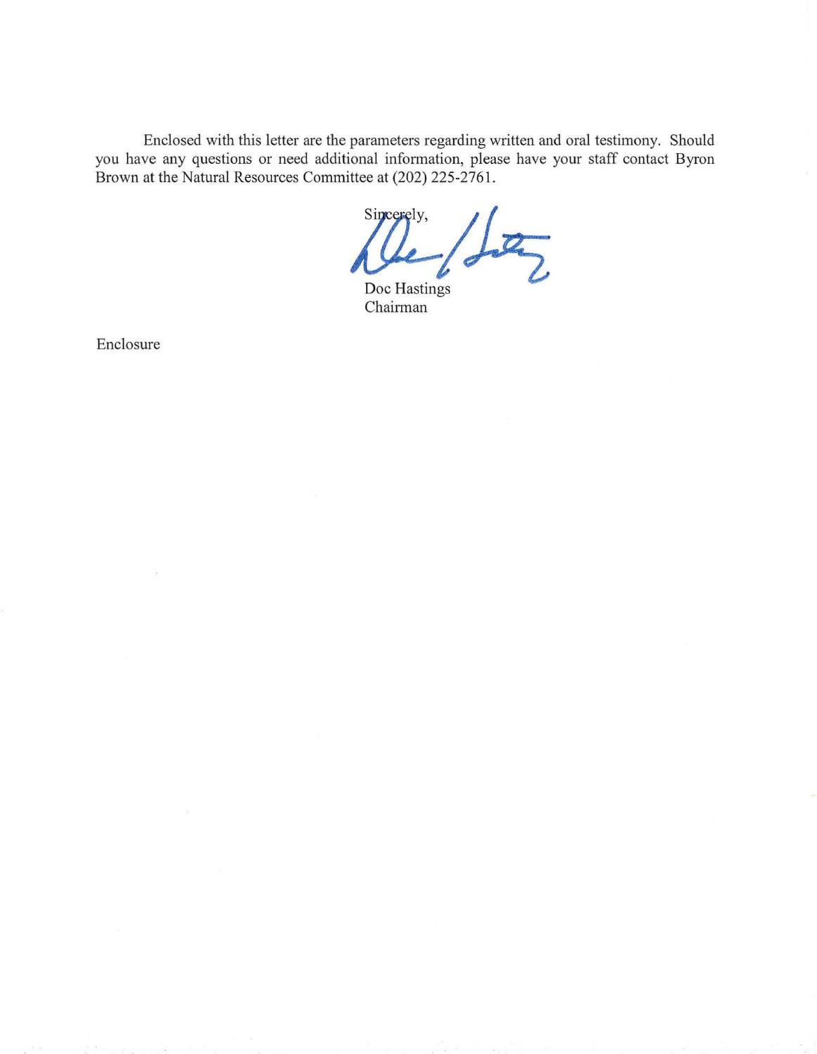Enclosed with this letter are the parameters regarding written and oral testimony. Should you have any questions or need additional information, please have your staff contact Byron Brown at the Natural Resources Committee at (202) 225-2761.

Sincerely,

Doc Hastings
Chairman

Enclosure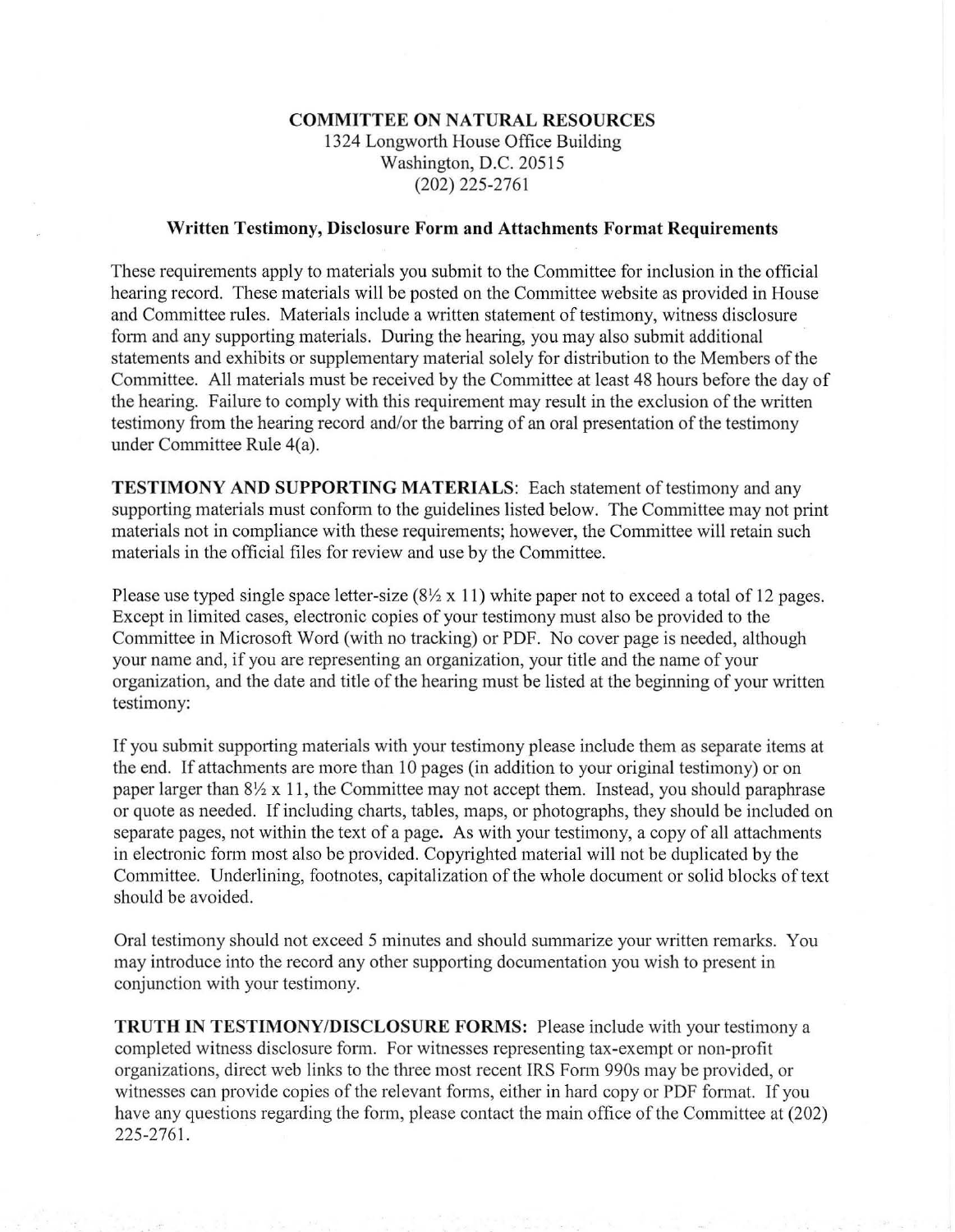**COMMITTEE ON NATURAL RESOURCES**
1324 Longworth House Office Building
Washington, D.C. 20515
(202) 225-2761

## Written Testimony, Disclosure Form and Attachments Format Requirements

These requirements apply to materials you submit to the Committee for inclusion in the official hearing record. These materials will be posted on the Committee website as provided in House and Committee rules. Materials include a written statement of testimony, witness disclosure form and any supporting materials. During the hearing, you may also submit additional statements and exhibits or supplementary material solely for distribution to the Members of the Committee. All materials must be received by the Committee at least 48 hours before the day of the hearing. Failure to comply with this requirement may result in the exclusion of the written testimony from the hearing record and/or the barring of an oral presentation of the testimony under Committee Rule 4(a).

**TESTIMONY AND SUPPORTING MATERIALS**: Each statement of testimony and any supporting materials must conform to the guidelines listed below. The Committee may not print materials not in compliance with these requirements; however, the Committee will retain such materials in the official files for review and use by the Committee.

Please use typed single space letter-size (8½ x 11) white paper not to exceed a total of 12 pages. Except in limited cases, electronic copies of your testimony must also be provided to the Committee in Microsoft Word (with no tracking) or PDF. No cover page is needed, although your name and, if you are representing an organization, your title and the name of your organization, and the date and title of the hearing must be listed at the beginning of your written testimony:

If you submit supporting materials with your testimony please include them as separate items at the end. If attachments are more than 10 pages (in addition to your original testimony) or on paper larger than 8½ x 11, the Committee may not accept them. Instead, you should paraphrase or quote as needed. If including charts, tables, maps, or photographs, they should be included on separate pages, not within the text of a page. As with your testimony, a copy of all attachments in electronic form most also be provided. Copyrighted material will not be duplicated by the Committee. Underlining, footnotes, capitalization of the whole document or solid blocks of text should be avoided.

Oral testimony should not exceed 5 minutes and should summarize your written remarks. You may introduce into the record any other supporting documentation you wish to present in conjunction with your testimony.

**TRUTH IN TESTIMONY/DISCLOSURE FORMS:** Please include with your testimony a completed witness disclosure form. For witnesses representing tax-exempt or non-profit organizations, direct web links to the three most recent IRS Form 990s may be provided, or witnesses can provide copies of the relevant forms, either in hard copy or PDF format. If you have any questions regarding the form, please contact the main office of the Committee at (202) 225-2761.